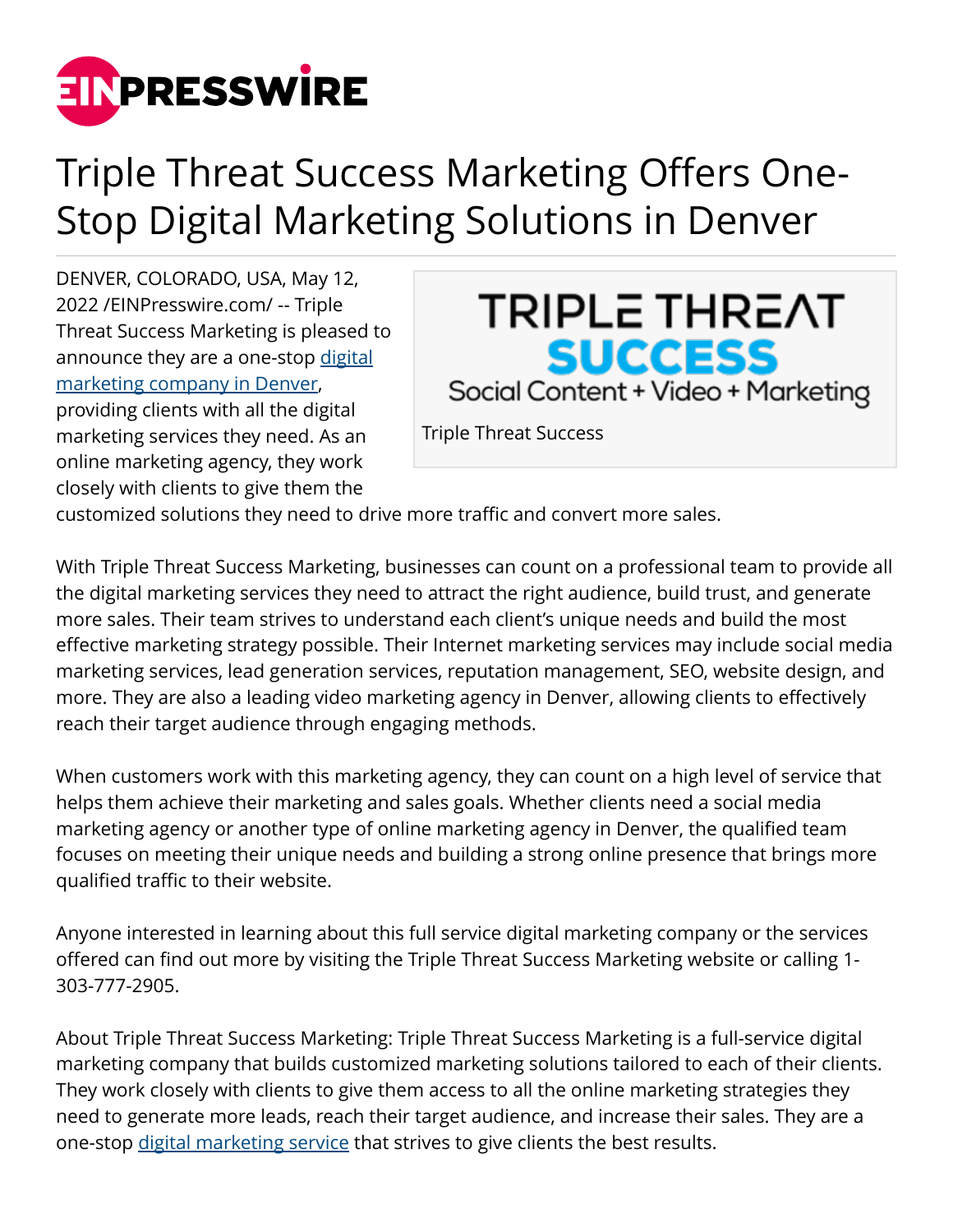# Triple Threat Success Marketing Offers One-Stop Digital Marketing Solutions in Denver

Triple Threat Success

DENVER, COLORADO, USA, May 12, 2022 /EINPresswire.com/ -- Triple Threat Success Marketing is pleased to announce they are a one-stop digital marketing company in Denver, providing clients with all the digital marketing services they need. As an online marketing agency, they work closely with clients to give them the customized solutions they need to drive more traffic and convert more sales.

With Triple Threat Success Marketing, businesses can count on a professional team to provide all the digital marketing services they need to attract the right audience, build trust, and generate more sales. Their team strives to understand each client's unique needs and build the most effective marketing strategy possible. Their Internet marketing services may include social media marketing services, lead generation services, reputation management, SEO, website design, and more. They are also a leading video marketing agency in Denver, allowing clients to effectively reach their target audience through engaging methods.

When customers work with this marketing agency, they can count on a high level of service that helps them achieve their marketing and sales goals. Whether clients need a social media marketing agency or another type of online marketing agency in Denver, the qualified team focuses on meeting their unique needs and building a strong online presence that brings more qualified traffic to their website.

Anyone interested in learning about this full service digital marketing company or the services offered can find out more by visiting the Triple Threat Success Marketing website or calling 1-303-777-2905.

About Triple Threat Success Marketing: Triple Threat Success Marketing is a full-service digital marketing company that builds customized marketing solutions tailored to each of their clients. They work closely with clients to give them access to all the online marketing strategies they need to generate more leads, reach their target audience, and increase their sales. They are a one-stop digital marketing service that strives to give clients the best results.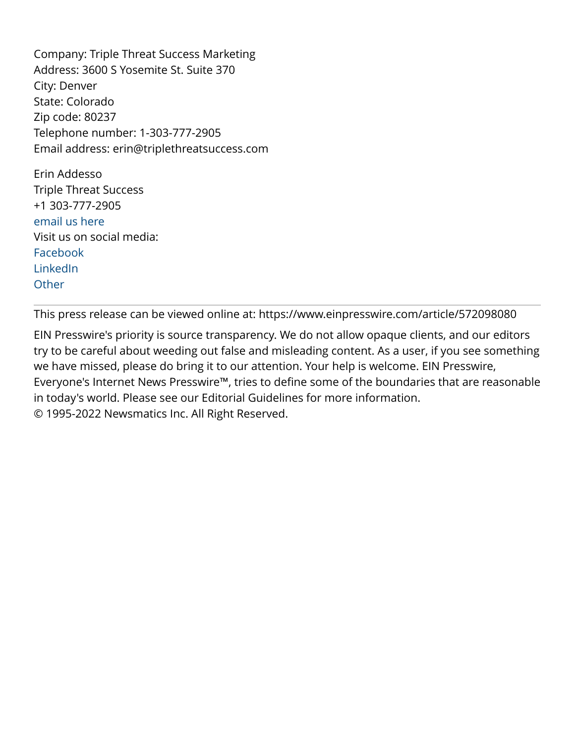Company: Triple Threat Success Marketing
Address: 3600 S Yosemite St. Suite 370
City: Denver
State: Colorado
Zip code: 80237
Telephone number: 1-303-777-2905
Email address: erin@triplethreatsuccess.com

Erin Addesso
Triple Threat Success
+1 303-777-2905
email us here
Visit us on social media:
Facebook
LinkedIn
Other

---

This press release can be viewed online at: https://www.einpresswire.com/article/572098080

EIN Presswire's priority is source transparency. We do not allow opaque clients, and our editors try to be careful about weeding out false and misleading content. As a user, if you see something we have missed, please do bring it to our attention. Your help is welcome. EIN Presswire, Everyone's Internet News Presswire™, tries to define some of the boundaries that are reasonable in today's world. Please see our Editorial Guidelines for more information.
© 1995-2022 Newsmatics Inc. All Right Reserved.